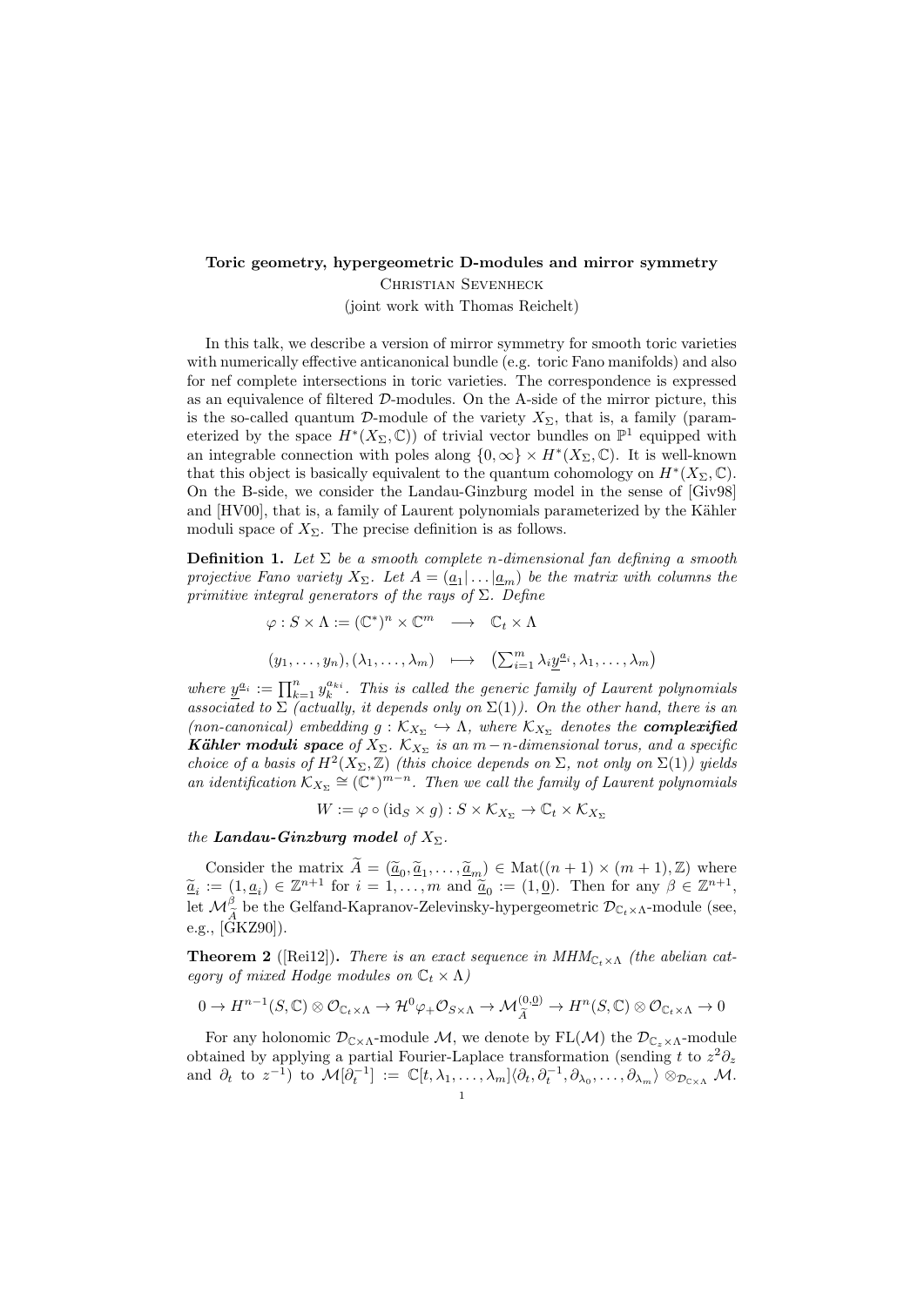**Toric geometry, hypergeometric D-modules and mirror symmetry**

Christian Sevenheck

(joint work with Thomas Reichelt)

In this talk, we describe a version of mirror symmetry for smooth toric varieties with numerically effective anticanonical bundle (e.g. toric Fano manifolds) and also for nef complete intersections in toric varieties. The correspondence is expressed as an equivalence of filtered $\mathcal{D}$-modules. On the A-side of the mirror picture, this is the so-called quantum $\mathcal{D}$-module of the variety $X_\Sigma$, that is, a family (parameterized by the space $H^*(X_\Sigma, \mathbb{C})$) of trivial vector bundles on $\mathbb{P}^1$ equipped with an integrable connection with poles along $\{0, \infty\} \times H^*(X_\Sigma, \mathbb{C})$. It is well-known that this object is basically equivalent to the quantum cohomology on $H^*(X_\Sigma, \mathbb{C})$. On the B-side, we consider the Landau-Ginzburg model in the sense of [Giv98] and [HV00], that is, a family of Laurent polynomials parameterized by the Kähler moduli space of $X_\Sigma$. The precise definition is as follows.

**Definition 1.** *Let $\Sigma$ be a smooth complete $n$-dimensional fan defining a smooth projective Fano variety $X_\Sigma$. Let $A = (\underline{a}_1 | \ldots | \underline{a}_m)$ be the matrix with columns the primitive integral generators of the rays of $\Sigma$. Define*

$$\varphi : S \times \Lambda := (\mathbb{C}^*)^n \times \mathbb{C}^m \longrightarrow \mathbb{C}_t \times \Lambda$$

$$(y_1, \ldots, y_n), (\lambda_1, \ldots, \lambda_m) \longmapsto \left(\sum_{i=1}^m \lambda_i \underline{y}^{\underline{a}_i}, \lambda_1, \ldots, \lambda_m\right)$$

*where $\underline{y}^{\underline{a}_i} := \prod_{k=1}^n y_k^{a_{ki}}$. This is called the generic family of Laurent polynomials associated to $\Sigma$ (actually, it depends only on $\Sigma(1)$). On the other hand, there is an (non-canonical) embedding $g : \mathcal{K}_{X_\Sigma} \hookrightarrow \Lambda$, where $\mathcal{K}_{X_\Sigma}$ denotes the* ***complexified Kähler moduli space*** *of $X_\Sigma$. $\mathcal{K}_{X_\Sigma}$ is an $m-n$-dimensional torus, and a specific choice of a basis of $H^2(X_\Sigma, \mathbb{Z})$ (this choice depends on $\Sigma$, not only on $\Sigma(1)$) yields an identification $\mathcal{K}_{X_\Sigma} \cong (\mathbb{C}^*)^{m-n}$. Then we call the family of Laurent polynomials*

$$W := \varphi \circ (\mathrm{id}_S \times g) : S \times \mathcal{K}_{X_\Sigma} \to \mathbb{C}_t \times \mathcal{K}_{X_\Sigma}$$

*the* ***Landau-Ginzburg model*** *of $X_\Sigma$.*

Consider the matrix $\widetilde{A} = (\underline{\widetilde{a}}_0, \underline{\widetilde{a}}_1, \ldots, \underline{\widetilde{a}}_m) \in \mathrm{Mat}((n+1) \times (m+1), \mathbb{Z})$ where $\underline{\widetilde{a}}_i := (1, \underline{a}_i) \in \mathbb{Z}^{n+1}$ for $i = 1, \ldots, m$ and $\underline{\widetilde{a}}_0 := (1, \underline{0})$. Then for any $\beta \in \mathbb{Z}^{n+1}$, let $\mathcal{M}^\beta_{\widetilde{A}}$ be the Gelfand-Kapranov-Zelevinsky-hypergeometric $\mathcal{D}_{\mathbb{C}_t \times \Lambda}$-module (see, e.g., [GKZ90]).

**Theorem 2** ([Rei12])**.** *There is an exact sequence in $MHM_{\mathbb{C}_t \times \Lambda}$ (the abelian category of mixed Hodge modules on $\mathbb{C}_t \times \Lambda$)*

$$0 \to H^{n-1}(S, \mathbb{C}) \otimes \mathcal{O}_{\mathbb{C}_t \times \Lambda} \to \mathcal{H}^0 \varphi_+ \mathcal{O}_{S \times \Lambda} \to \mathcal{M}^{(0,\underline{0})}_{\widetilde{A}} \to H^n(S, \mathbb{C}) \otimes \mathcal{O}_{\mathbb{C}_t \times \Lambda} \to 0$$

For any holonomic $\mathcal{D}_{\mathbb{C} \times \Lambda}$-module $\mathcal{M}$, we denote by $\mathrm{FL}(\mathcal{M})$ the $\mathcal{D}_{\mathbb{C}_z \times \Lambda}$-module obtained by applying a partial Fourier-Laplace transformation (sending $t$ to $z^2 \partial_z$ and $\partial_t$ to $z^{-1}$) to $\mathcal{M}[\partial_t^{-1}] := \mathbb{C}[t, \lambda_1, \ldots, \lambda_m]\langle \partial_t, \partial_t^{-1}, \partial_{\lambda_0}, \ldots, \partial_{\lambda_m} \rangle \otimes_{\mathcal{D}_{\mathbb{C} \times \Lambda}} \mathcal{M}$.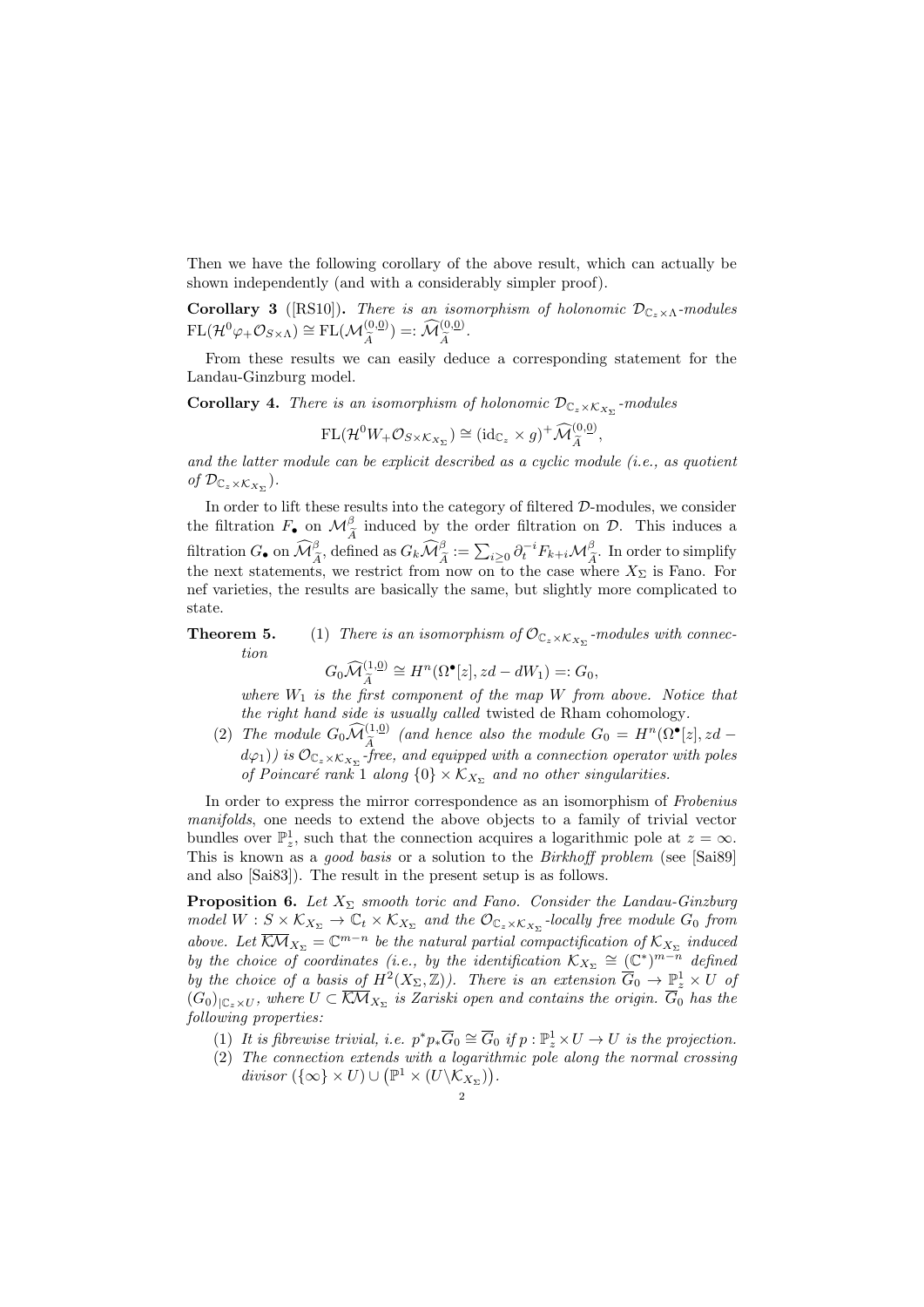Then we have the following corollary of the above result, which can actually be shown independently (and with a considerably simpler proof).

**Corollary 3** ([RS10]). *There is an isomorphism of holonomic $\mathcal{D}_{\mathbb{C}_z \times \Lambda}$-modules $\mathrm{FL}(\mathcal{H}^0 \varphi_+ \mathcal{O}_{S\times\Lambda}) \cong \mathrm{FL}(\mathcal{M}^{(0,\underline{0})}_{\widetilde{A}}) =: \widehat{\mathcal{M}}^{(0,\underline{0})}_{\widetilde{A}}$.*

From these results we can easily deduce a corresponding statement for the Landau-Ginzburg model.

**Corollary 4.** *There is an isomorphism of holonomic $\mathcal{D}_{\mathbb{C}_z \times \mathcal{K}_{X_\Sigma}}$-modules*

$$\mathrm{FL}(\mathcal{H}^0 W_+ \mathcal{O}_{S\times\mathcal{K}_{X_\Sigma}}) \cong (\mathrm{id}_{\mathbb{C}_z} \times g)^+ \widehat{\mathcal{M}}^{(0,\underline{0})}_{\widetilde{A}},$$

*and the latter module can be explicit described as a cyclic module (i.e., as quotient of $\mathcal{D}_{\mathbb{C}_z \times \mathcal{K}_{X_\Sigma}}$).*

In order to lift these results into the category of filtered $\mathcal{D}$-modules, we consider the filtration $F_\bullet$ on $\mathcal{M}^\beta_{\widetilde{A}}$ induced by the order filtration on $\mathcal{D}$. This induces a filtration $G_\bullet$ on $\widehat{\mathcal{M}}^\beta_{\widetilde{A}}$, defined as $G_k \widehat{\mathcal{M}}^\beta_{\widetilde{A}} := \sum_{i\geq 0} \partial_t^{-i} F_{k+i} \mathcal{M}^\beta_{\widetilde{A}}$. In order to simplify the next statements, we restrict from now on to the case where $X_\Sigma$ is Fano. For nef varieties, the results are basically the same, but slightly more complicated to state.

**Theorem 5.**

1. *There is an isomorphism of $\mathcal{O}_{\mathbb{C}_z \times \mathcal{K}_{X_\Sigma}}$-modules with connection*

$$G_0 \widehat{\mathcal{M}}^{(1,\underline{0})}_{\widetilde{A}} \cong H^n(\Omega^\bullet[z], zd - dW_1) =: G_0,$$

*where $W_1$ is the first component of the map $W$ from above. Notice that the right hand side is usually called* twisted de Rham cohomology.

2. *The module $G_0 \widehat{\mathcal{M}}^{(1,\underline{0})}_{\widetilde{A}}$ (and hence also the module $G_0 = H^n(\Omega^\bullet[z], zd - d\varphi_1)$) is $\mathcal{O}_{\mathbb{C}_z \times \mathcal{K}_{X_\Sigma}}$-free, and equipped with a connection operator with poles of Poincaré rank 1 along $\{0\} \times \mathcal{K}_{X_\Sigma}$ and no other singularities.*

In order to express the mirror correspondence as an isomorphism of *Frobenius manifolds*, one needs to extend the above objects to a family of trivial vector bundles over $\mathbb{P}^1_z$, such that the connection acquires a logarithmic pole at $z = \infty$. This is known as a *good basis* or a solution to the *Birkhoff problem* (see [Sai89] and also [Sai83]). The result in the present setup is as follows.

**Proposition 6.** *Let $X_\Sigma$ smooth toric and Fano. Consider the Landau-Ginzburg model $W : S \times \mathcal{K}_{X_\Sigma} \to \mathbb{C}_t \times \mathcal{K}_{X_\Sigma}$ and the $\mathcal{O}_{\mathbb{C}_z \times \mathcal{K}_{X_\Sigma}}$-locally free module $G_0$ from above. Let $\overline{\mathcal{KM}}_{X_\Sigma} = \mathbb{C}^{m-n}$ be the natural partial compactification of $\mathcal{K}_{X_\Sigma}$ induced by the choice of coordinates (i.e., by the identification $\mathcal{K}_{X_\Sigma} \cong (\mathbb{C}^*)^{m-n}$ defined by the choice of a basis of $H^2(X_\Sigma, \mathbb{Z})$). There is an extension $\overline{G}_0 \to \mathbb{P}^1_z \times U$ of $(G_0)_{|\mathbb{C}_z \times U}$, where $U \subset \overline{\mathcal{KM}}_{X_\Sigma}$ is Zariski open and contains the origin. $\overline{G}_0$ has the following properties:*

1. *It is fibrewise trivial, i.e. $p^* p_* \overline{G}_0 \cong \overline{G}_0$ if $p : \mathbb{P}^1_z \times U \to U$ is the projection.*
2. *The connection extends with a logarithmic pole along the normal crossing divisor $(\{\infty\} \times U) \cup \left(\mathbb{P}^1 \times (U \backslash \mathcal{K}_{X_\Sigma})\right)$.*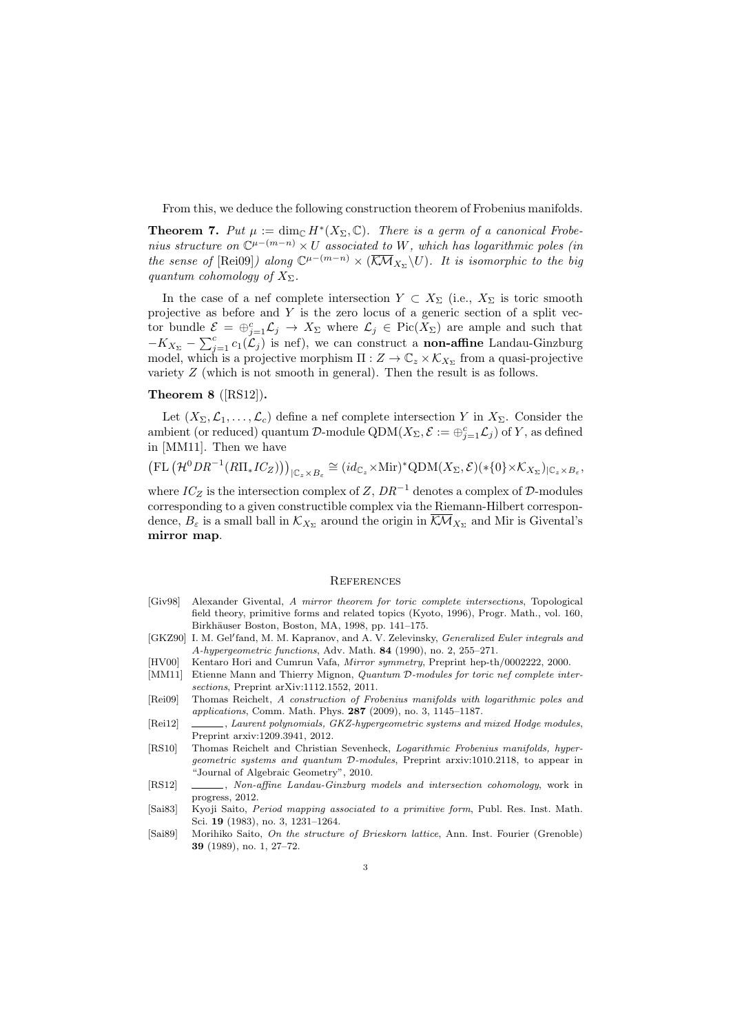From this, we deduce the following construction theorem of Frobenius manifolds.

**Theorem 7.** *Put* $\mu := \dim_{\mathbb{C}} H^*(X_\Sigma, \mathbb{C})$. *There is a germ of a canonical Frobenius structure on* $\mathbb{C}^{\mu-(m-n)} \times U$ *associated to* $W$, *which has logarithmic poles (in the sense of* [Rei09]*) along* $\mathbb{C}^{\mu-(m-n)} \times (\overline{\mathcal{KM}}_{X_\Sigma} \backslash U)$. *It is isomorphic to the big quantum cohomology of* $X_\Sigma$.

In the case of a nef complete intersection $Y \subset X_\Sigma$ (i.e., $X_\Sigma$ is toric smooth projective as before and $Y$ is the zero locus of a generic section of a split vector bundle $\mathcal{E} = \oplus_{j=1}^{c} \mathcal{L}_j \to X_\Sigma$ where $\mathcal{L}_j \in \mathrm{Pic}(X_\Sigma)$ are ample and such that $-K_{X_\Sigma} - \sum_{j=1}^{c} c_1(\mathcal{L}_j)$ is nef), we can construct a **non-affine** Landau-Ginzburg model, which is a projective morphism $\Pi : Z \to \mathbb{C}_z \times \mathcal{K}_{X_\Sigma}$ from a quasi-projective variety $Z$ (which is not smooth in general). Then the result is as follows.

**Theorem 8** ([RS12])**.**

Let $(X_\Sigma, \mathcal{L}_1, \ldots, \mathcal{L}_c)$ define a nef complete intersection $Y$ in $X_\Sigma$. Consider the ambient (or reduced) quantum $\mathcal{D}$-module $\mathrm{QDM}(X_\Sigma, \mathcal{E} := \oplus_{j=1}^{c} \mathcal{L}_j)$ of $Y$, as defined in [MM11]. Then we have

$$\left(\mathrm{FL}\left(\mathcal{H}^0 DR^{-1}(R\Pi_* IC_Z)\right)\right)_{|\mathbb{C}_z \times B_\varepsilon} \cong (id_{\mathbb{C}_z} \times \mathrm{Mir})^* \mathrm{QDM}(X_\Sigma, \mathcal{E})(*\{0\} \times \mathcal{K}_{X_\Sigma})_{|\mathbb{C}_z \times B_\varepsilon},$$

where $IC_Z$ is the intersection complex of $Z$, $DR^{-1}$ denotes a complex of $\mathcal{D}$-modules corresponding to a given constructible complex via the Riemann-Hilbert correspondence, $B_\varepsilon$ is a small ball in $\mathcal{K}_{X_\Sigma}$ around the origin in $\overline{\mathcal{KM}}_{X_\Sigma}$ and Mir is Givental's **mirror map**.

## References

- [Giv98] Alexander Givental, *A mirror theorem for toric complete intersections*, Topological field theory, primitive forms and related topics (Kyoto, 1996), Progr. Math., vol. 160, Birkhäuser Boston, Boston, MA, 1998, pp. 141–175.
- [GKZ90] I. M. Gel′fand, M. M. Kapranov, and A. V. Zelevinsky, *Generalized Euler integrals and A-hypergeometric functions*, Adv. Math. **84** (1990), no. 2, 255–271.
- [HV00] Kentaro Hori and Cumrun Vafa, *Mirror symmetry*, Preprint hep-th/0002222, 2000.
- [MM11] Etienne Mann and Thierry Mignon, *Quantum $\mathcal{D}$-modules for toric nef complete intersections*, Preprint arXiv:1112.1552, 2011.
- [Rei09] Thomas Reichelt, *A construction of Frobenius manifolds with logarithmic poles and applications*, Comm. Math. Phys. **287** (2009), no. 3, 1145–1187.
- [Rei12] ______, *Laurent polynomials, GKZ-hypergeometric systems and mixed Hodge modules*, Preprint arxiv:1209.3941, 2012.
- [RS10] Thomas Reichelt and Christian Sevenheck, *Logarithmic Frobenius manifolds, hypergeometric systems and quantum $\mathcal{D}$-modules*, Preprint arxiv:1010.2118, to appear in "Journal of Algebraic Geometry", 2010.
- [RS12] ______, *Non-affine Landau-Ginzburg models and intersection cohomology*, work in progress, 2012.
- [Sai83] Kyoji Saito, *Period mapping associated to a primitive form*, Publ. Res. Inst. Math. Sci. **19** (1983), no. 3, 1231–1264.
- [Sai89] Morihiko Saito, *On the structure of Brieskorn lattice*, Ann. Inst. Fourier (Grenoble) **39** (1989), no. 1, 27–72.